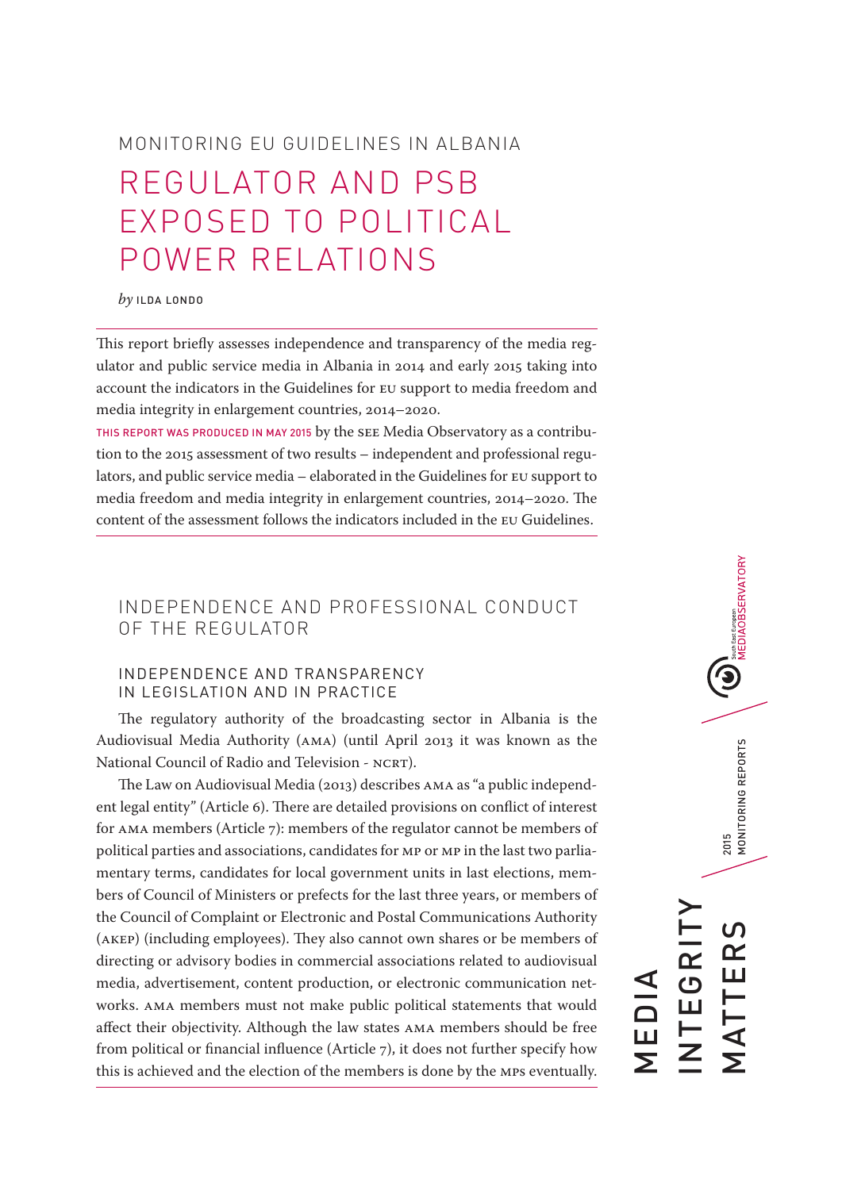MONITORING EU GUIDELINES IN ALBANIA

# REGULATOR AND PSB EXPOSED TO POLITICAL POWER RELATIONS

*by* ILDA LONDO

This report briefly assesses independence and transparency of the media regulator and public service media in Albania in 2014 and early 2015 taking into account the indicators in the Guidelines for EU support to media freedom and media integrity in enlargement countries, 2014–2020.

THIS REPORT WAS PRODUCED IN MAY 2015 by the SEE Media Observatory as a contribution to the 2015 assessment of two results – independent and professional regulators, and public service media – elaborated in the Guidelines for EU support to media freedom and media integrity in enlargement countries, 2014–2020. The content of the assessment follows the indicators included in the EU Guidelines.

## INDEPENDENCE AND PROFESSIONAL CONDUCT OF THE REGULATOR

### INDEPENDENCE AND TRANSPARENCY IN LEGISLATION AND IN PRACTICE

The regulatory authority of the broadcasting sector in Albania is the Audiovisual Media Authority (AMA) (until April 2013 it was known as the National Council of Radio and Television - NCRT).

The Law on Audiovisual Media (2013) describes AMA as "a public independent legal entity" (Article 6). There are detailed provisions on conflict of interest for AMA members (Article 7): members of the regulator cannot be members of political parties and associations, candidates for MP or MP in the last two parliamentary terms, candidates for local government units in last elections, members of Council of Ministers or prefects for the last three years, or members of the Council of Complaint or Electronic and Postal Communications Authority (AKEP) (including employees). They also cannot own shares or be members of directing or advisory bodies in commercial associations related to audiovisual media, advertisement, content production, or electronic communication networks. AMA members must not make public political statements that would affect their objectivity. Although the law states AMA members should be free from political or financial influence (Article 7), it does not further specify how this is achieved and the election of the members is done by the MPs eventually.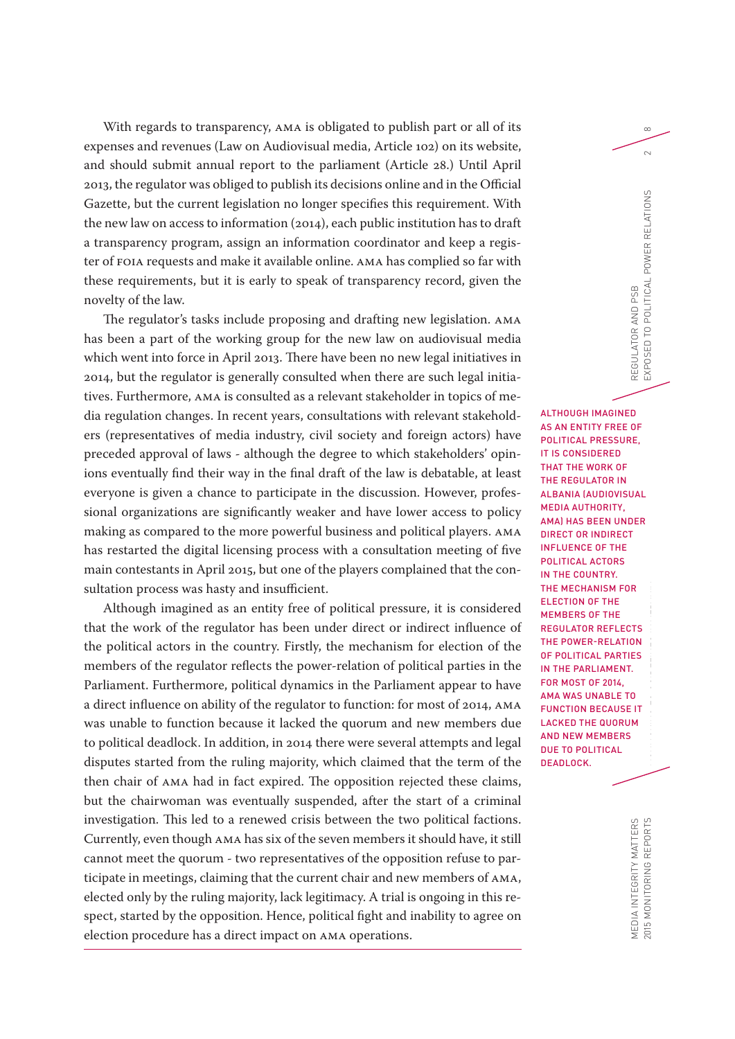With regards to transparency, AMA is obligated to publish part or all of its expenses and revenues (Law on Audiovisual media, Article 102) on its website, and should submit annual report to the parliament (Article 28.) Until April 2013, the regulator was obliged to publish its decisions online and in the Official Gazette, but the current legislation no longer specifies this requirement. With the new law on access to information (2014), each public institution has to draft a transparency program, assign an information coordinator and keep a register of FOIA requests and make it available online. AMA has complied so far with these requirements, but it is early to speak of transparency record, given the novelty of the law.

The regulator's tasks include proposing and drafting new legislation. AMA has been a part of the working group for the new law on audiovisual media which went into force in April 2013. There have been no new legal initiatives in 2014, but the regulator is generally consulted when there are such legal initiatives. Furthermore, AMA is consulted as a relevant stakeholder in topics of media regulation changes. In recent years, consultations with relevant stakeholders (representatives of media industry, civil society and foreign actors) have preceded approval of laws - although the degree to which stakeholders' opinions eventually find their way in the final draft of the law is debatable, at least everyone is given a chance to participate in the discussion. However, professional organizations are significantly weaker and have lower access to policy making as compared to the more powerful business and political players. AMA has restarted the digital licensing process with a consultation meeting of five main contestants in April 2015, but one of the players complained that the consultation process was hasty and insufficient.

Although imagined as an entity free of political pressure, it is considered that the work of the regulator has been under direct or indirect influence of the political actors in the country. Firstly, the mechanism for election of the members of the regulator reflects the power-relation of political parties in the Parliament. Furthermore, political dynamics in the Parliament appear to have a direct influence on ability of the regulator to function: for most of 2014, AMA was unable to function because it lacked the quorum and new members due to political deadlock. In addition, in 2014 there were several attempts and legal disputes started from the ruling majority, which claimed that the term of the then chair of AMA had in fact expired. The opposition rejected these claims, but the chairwoman was eventually suspended, after the start of a criminal investigation. This led to a renewed crisis between the two political factions. Currently, even though AMA has six of the seven members it should have, it still cannot meet the quorum - two representatives of the opposition refuse to participate in meetings, claiming that the current chair and new members of AMA, elected only by the ruling majority, lack legitimacy. A trial is ongoing in this respect, started by the opposition. Hence, political fight and inability to agree on election procedure has a direct impact on AMA operations.

**ALTHOUGH IMAGINED AS AN ENTITY FREE OF POLITICAL PRESSURE, IT IS CONSIDERED THAT THE WORK OF THE REGULATOR IN ALBANIA (AUDIOVISUAL MEDIA AUTHORITY, AMA) HAS BEEN UNDER DIRECT OR INDIRECT INFLUENCE OF THE POLITICAL ACTORS IN THE COUNTRY. THE MECHANISM FOR ELECTION OF THE MEMBERS OF THE REGULATOR REFLECTS THE POWER-RELATION OF POLITICAL PARTIES IN THE PARLIAMENT. FOR MOST OF 2014, AMA WAS UNABLE TO FUNCTION BECAUSE IT LACKED THE QUORUM AND NEW MEMBERS DUE TO POLITICAL DEADLOCK.**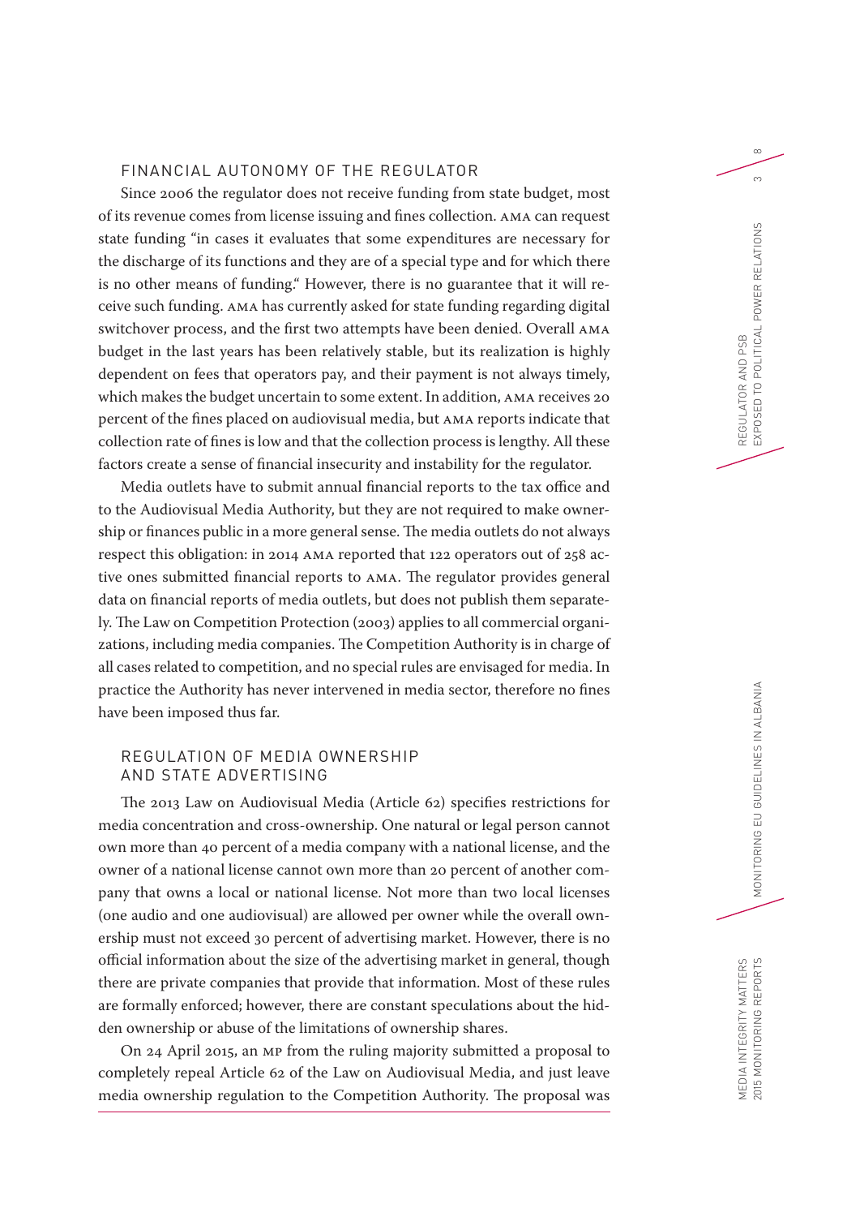## FINANCIAL AUTONOMY OF THE REGULATOR

Since 2006 the regulator does not receive funding from state budget, most of its revenue comes from license issuing and fines collection. AMA can request state funding "in cases it evaluates that some expenditures are necessary for the discharge of its functions and they are of a special type and for which there is no other means of funding." However, there is no guarantee that it will receive such funding. AMA has currently asked for state funding regarding digital switchover process, and the first two attempts have been denied. Overall AMA budget in the last years has been relatively stable, but its realization is highly dependent on fees that operators pay, and their payment is not always timely, which makes the budget uncertain to some extent. In addition, AMA receives 20 percent of the fines placed on audiovisual media, but AMA reports indicate that collection rate of fines is low and that the collection process is lengthy. All these factors create a sense of financial insecurity and instability for the regulator.

Media outlets have to submit annual financial reports to the tax office and to the Audiovisual Media Authority, but they are not required to make ownership or finances public in a more general sense. The media outlets do not always respect this obligation: in 2014 AMA reported that 122 operators out of 258 active ones submitted financial reports to AMA. The regulator provides general data on financial reports of media outlets, but does not publish them separately. The Law on Competition Protection (2003) applies to all commercial organizations, including media companies. The Competition Authority is in charge of all cases related to competition, and no special rules are envisaged for media. In practice the Authority has never intervened in media sector, therefore no fines have been imposed thus far.

## REGULATION OF MEDIA OWNERSHIP AND STATE ADVERTISING

The 2013 Law on Audiovisual Media (Article 62) specifies restrictions for media concentration and cross-ownership. One natural or legal person cannot own more than 40 percent of a media company with a national license, and the owner of a national license cannot own more than 20 percent of another company that owns a local or national license. Not more than two local licenses (one audio and one audiovisual) are allowed per owner while the overall ownership must not exceed 30 percent of advertising market. However, there is no official information about the size of the advertising market in general, though there are private companies that provide that information. Most of these rules are formally enforced; however, there are constant speculations about the hidden ownership or abuse of the limitations of ownership shares.

On 24 April 2015, an MP from the ruling majority submitted a proposal to completely repeal Article 62 of the Law on Audiovisual Media, and just leave media ownership regulation to the Competition Authority. The proposal was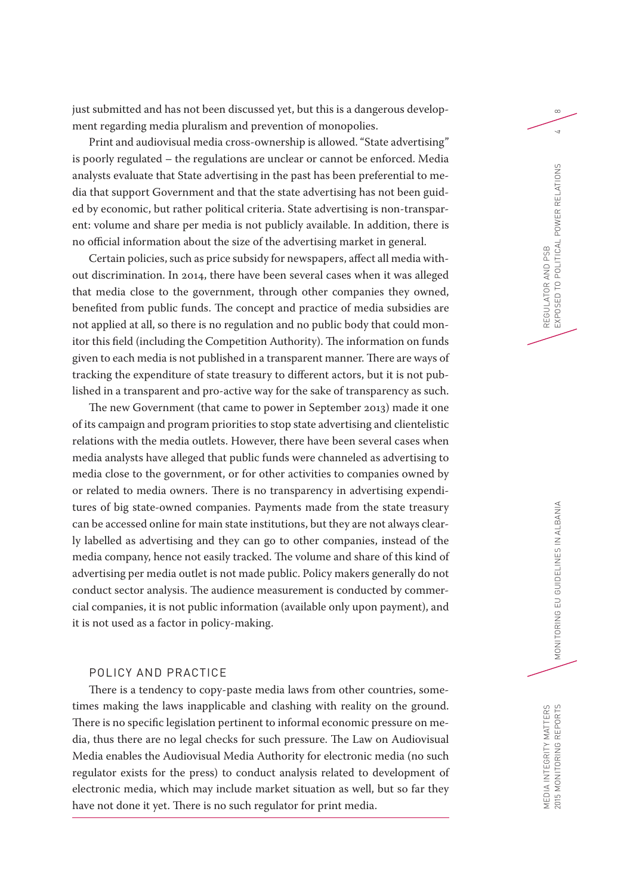just submitted and has not been discussed yet, but this is a dangerous development regarding media pluralism and prevention of monopolies.

Print and audiovisual media cross-ownership is allowed. "State advertising" is poorly regulated – the regulations are unclear or cannot be enforced. Media analysts evaluate that State advertising in the past has been preferential to media that support Government and that the state advertising has not been guided by economic, but rather political criteria. State advertising is non-transparent: volume and share per media is not publicly available. In addition, there is no official information about the size of the advertising market in general.

Certain policies, such as price subsidy for newspapers, affect all media without discrimination. In 2014, there have been several cases when it was alleged that media close to the government, through other companies they owned, benefited from public funds. The concept and practice of media subsidies are not applied at all, so there is no regulation and no public body that could monitor this field (including the Competition Authority). The information on funds given to each media is not published in a transparent manner. There are ways of tracking the expenditure of state treasury to different actors, but it is not published in a transparent and pro-active way for the sake of transparency as such.

The new Government (that came to power in September 2013) made it one of its campaign and program priorities to stop state advertising and clientelistic relations with the media outlets. However, there have been several cases when media analysts have alleged that public funds were channeled as advertising to media close to the government, or for other activities to companies owned by or related to media owners. There is no transparency in advertising expenditures of big state-owned companies. Payments made from the state treasury can be accessed online for main state institutions, but they are not always clearly labelled as advertising and they can go to other companies, instead of the media company, hence not easily tracked. The volume and share of this kind of advertising per media outlet is not made public. Policy makers generally do not conduct sector analysis. The audience measurement is conducted by commercial companies, it is not public information (available only upon payment), and it is not used as a factor in policy-making.

## POLICY AND PRACTICE

There is a tendency to copy-paste media laws from other countries, sometimes making the laws inapplicable and clashing with reality on the ground. There is no specific legislation pertinent to informal economic pressure on media, thus there are no legal checks for such pressure. The Law on Audiovisual Media enables the Audiovisual Media Authority for electronic media (no such regulator exists for the press) to conduct analysis related to development of electronic media, which may include market situation as well, but so far they have not done it yet. There is no such regulator for print media.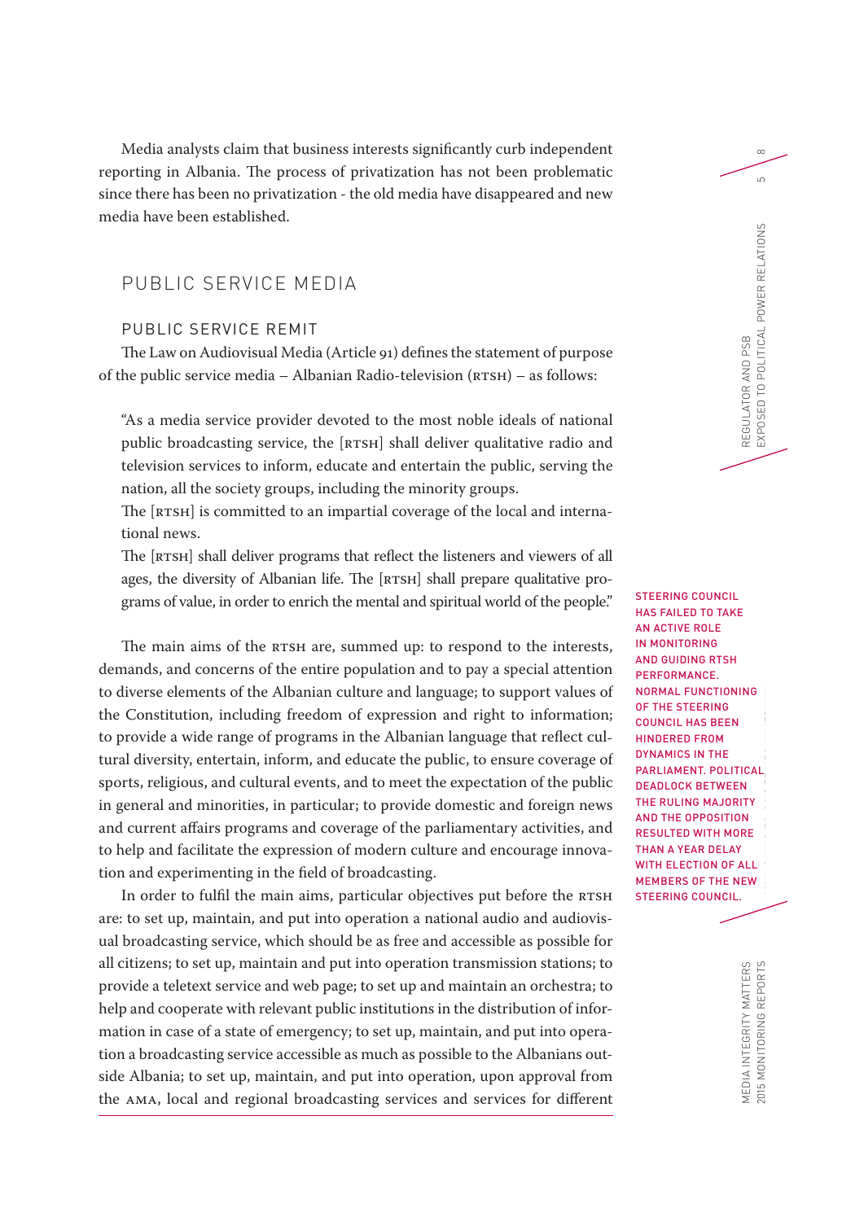Media analysts claim that business interests significantly curb independent reporting in Albania. The process of privatization has not been problematic since there has been no privatization - the old media have disappeared and new media have been established.

## PUBLIC SERVICE MEDIA

### PUBLIC SERVICE REMIT

The Law on Audiovisual Media (Article 91) defines the statement of purpose of the public service media – Albanian Radio-television (RTSH) – as follows:

> "As a media service provider devoted to the most noble ideals of national public broadcasting service, the [RTSH] shall deliver qualitative radio and television services to inform, educate and entertain the public, serving the nation, all the society groups, including the minority groups.
> The [RTSH] is committed to an impartial coverage of the local and international news.
> The [RTSH] shall deliver programs that reflect the listeners and viewers of all ages, the diversity of Albanian life. The [RTSH] shall prepare qualitative programs of value, in order to enrich the mental and spiritual world of the people."

The main aims of the RTSH are, summed up: to respond to the interests, demands, and concerns of the entire population and to pay a special attention to diverse elements of the Albanian culture and language; to support values of the Constitution, including freedom of expression and right to information; to provide a wide range of programs in the Albanian language that reflect cultural diversity, entertain, inform, and educate the public, to ensure coverage of sports, religious, and cultural events, and to meet the expectation of the public in general and minorities, in particular; to provide domestic and foreign news and current affairs programs and coverage of the parliamentary activities, and to help and facilitate the expression of modern culture and encourage innovation and experimenting in the field of broadcasting.

STEERING COUNCIL HAS FAILED TO TAKE AN ACTIVE ROLE IN MONITORING AND GUIDING RTSH PERFORMANCE. NORMAL FUNCTIONING OF THE STEERING COUNCIL HAS BEEN HINDERED FROM DYNAMICS IN THE PARLIAMENT. POLITICAL DEADLOCK BETWEEN THE RULING MAJORITY AND THE OPPOSITION RESULTED WITH MORE THAN A YEAR DELAY WITH ELECTION OF ALL MEMBERS OF THE NEW STEERING COUNCIL.

In order to fulfil the main aims, particular objectives put before the RTSH are: to set up, maintain, and put into operation a national audio and audiovisual broadcasting service, which should be as free and accessible as possible for all citizens; to set up, maintain and put into operation transmission stations; to provide a teletext service and web page; to set up and maintain an orchestra; to help and cooperate with relevant public institutions in the distribution of information in case of a state of emergency; to set up, maintain, and put into operation a broadcasting service accessible as much as possible to the Albanians outside Albania; to set up, maintain, and put into operation, upon approval from the AMA, local and regional broadcasting services and services for different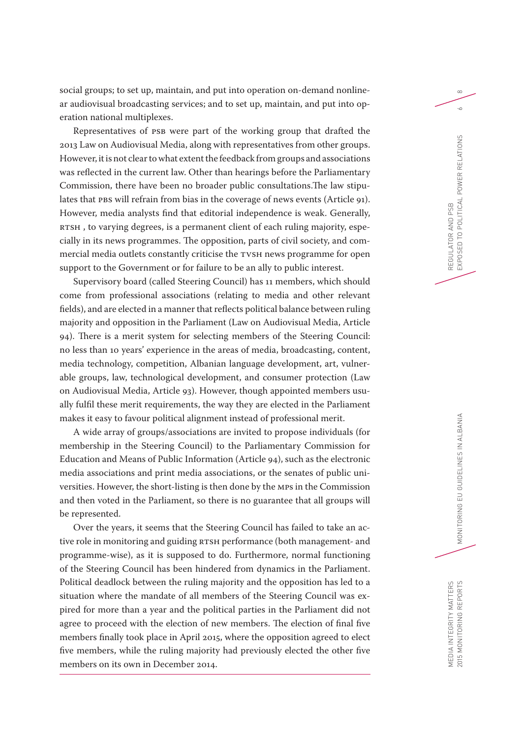social groups; to set up, maintain, and put into operation on-demand nonlinear audiovisual broadcasting services; and to set up, maintain, and put into operation national multiplexes.

Representatives of PSB were part of the working group that drafted the 2013 Law on Audiovisual Media, along with representatives from other groups. However, it is not clear to what extent the feedback from groups and associations was reflected in the current law. Other than hearings before the Parliamentary Commission, there have been no broader public consultations.The law stipulates that PBS will refrain from bias in the coverage of news events (Article 91). However, media analysts find that editorial independence is weak. Generally, RTSH , to varying degrees, is a permanent client of each ruling majority, especially in its news programmes. The opposition, parts of civil society, and commercial media outlets constantly criticise the TVSH news programme for open support to the Government or for failure to be an ally to public interest.

Supervisory board (called Steering Council) has 11 members, which should come from professional associations (relating to media and other relevant fields), and are elected in a manner that reflects political balance between ruling majority and opposition in the Parliament (Law on Audiovisual Media, Article 94). There is a merit system for selecting members of the Steering Council: no less than 10 years' experience in the areas of media, broadcasting, content, media technology, competition, Albanian language development, art, vulnerable groups, law, technological development, and consumer protection (Law on Audiovisual Media, Article 93). However, though appointed members usually fulfil these merit requirements, the way they are elected in the Parliament makes it easy to favour political alignment instead of professional merit.

A wide array of groups/associations are invited to propose individuals (for membership in the Steering Council) to the Parliamentary Commission for Education and Means of Public Information (Article 94), such as the electronic media associations and print media associations, or the senates of public universities. However, the short-listing is then done by the MPs in the Commission and then voted in the Parliament, so there is no guarantee that all groups will be represented.

Over the years, it seems that the Steering Council has failed to take an active role in monitoring and guiding RTSH performance (both management- and programme-wise), as it is supposed to do. Furthermore, normal functioning of the Steering Council has been hindered from dynamics in the Parliament. Political deadlock between the ruling majority and the opposition has led to a situation where the mandate of all members of the Steering Council was expired for more than a year and the political parties in the Parliament did not agree to proceed with the election of new members. The election of final five members finally took place in April 2015, where the opposition agreed to elect five members, while the ruling majority had previously elected the other five members on its own in December 2014.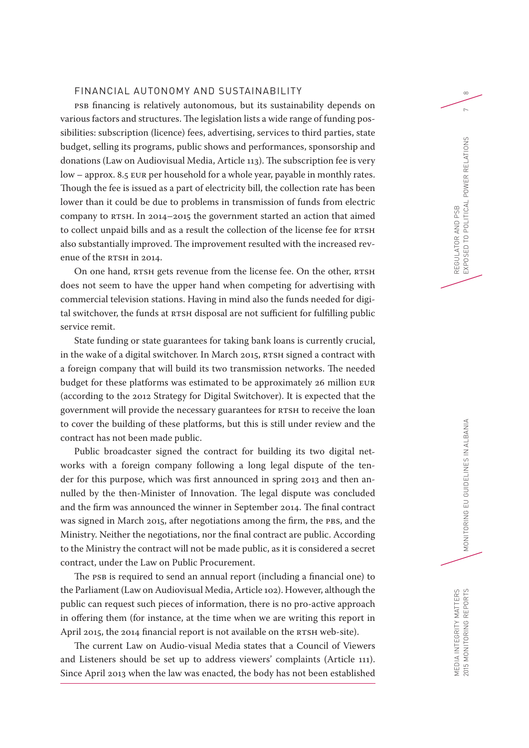## FINANCIAL AUTONOMY AND SUSTAINABILITY

PSB financing is relatively autonomous, but its sustainability depends on various factors and structures. The legislation lists a wide range of funding possibilities: subscription (licence) fees, advertising, services to third parties, state budget, selling its programs, public shows and performances, sponsorship and donations (Law on Audiovisual Media, Article 113). The subscription fee is very low – approx. 8.5 EUR per household for a whole year, payable in monthly rates. Though the fee is issued as a part of electricity bill, the collection rate has been lower than it could be due to problems in transmission of funds from electric company to RTSH. In 2014–2015 the government started an action that aimed to collect unpaid bills and as a result the collection of the license fee for RTSH also substantially improved. The improvement resulted with the increased revenue of the RTSH in 2014.

On one hand, RTSH gets revenue from the license fee. On the other, RTSH does not seem to have the upper hand when competing for advertising with commercial television stations. Having in mind also the funds needed for digital switchover, the funds at RTSH disposal are not sufficient for fulfilling public service remit.

State funding or state guarantees for taking bank loans is currently crucial, in the wake of a digital switchover. In March 2015, RTSH signed a contract with a foreign company that will build its two transmission networks. The needed budget for these platforms was estimated to be approximately 26 million EUR (according to the 2012 Strategy for Digital Switchover). It is expected that the government will provide the necessary guarantees for RTSH to receive the loan to cover the building of these platforms, but this is still under review and the contract has not been made public.

Public broadcaster signed the contract for building its two digital networks with a foreign company following a long legal dispute of the tender for this purpose, which was first announced in spring 2013 and then annulled by the then-Minister of Innovation. The legal dispute was concluded and the firm was announced the winner in September 2014. The final contract was signed in March 2015, after negotiations among the firm, the PBS, and the Ministry. Neither the negotiations, nor the final contract are public. According to the Ministry the contract will not be made public, as it is considered a secret contract, under the Law on Public Procurement.

The PSB is required to send an annual report (including a financial one) to the Parliament (Law on Audiovisual Media, Article 102). However, although the public can request such pieces of information, there is no pro-active approach in offering them (for instance, at the time when we are writing this report in April 2015, the 2014 financial report is not available on the RTSH web-site).

The current Law on Audio-visual Media states that a Council of Viewers and Listeners should be set up to address viewers' complaints (Article 111). Since April 2013 when the law was enacted, the body has not been established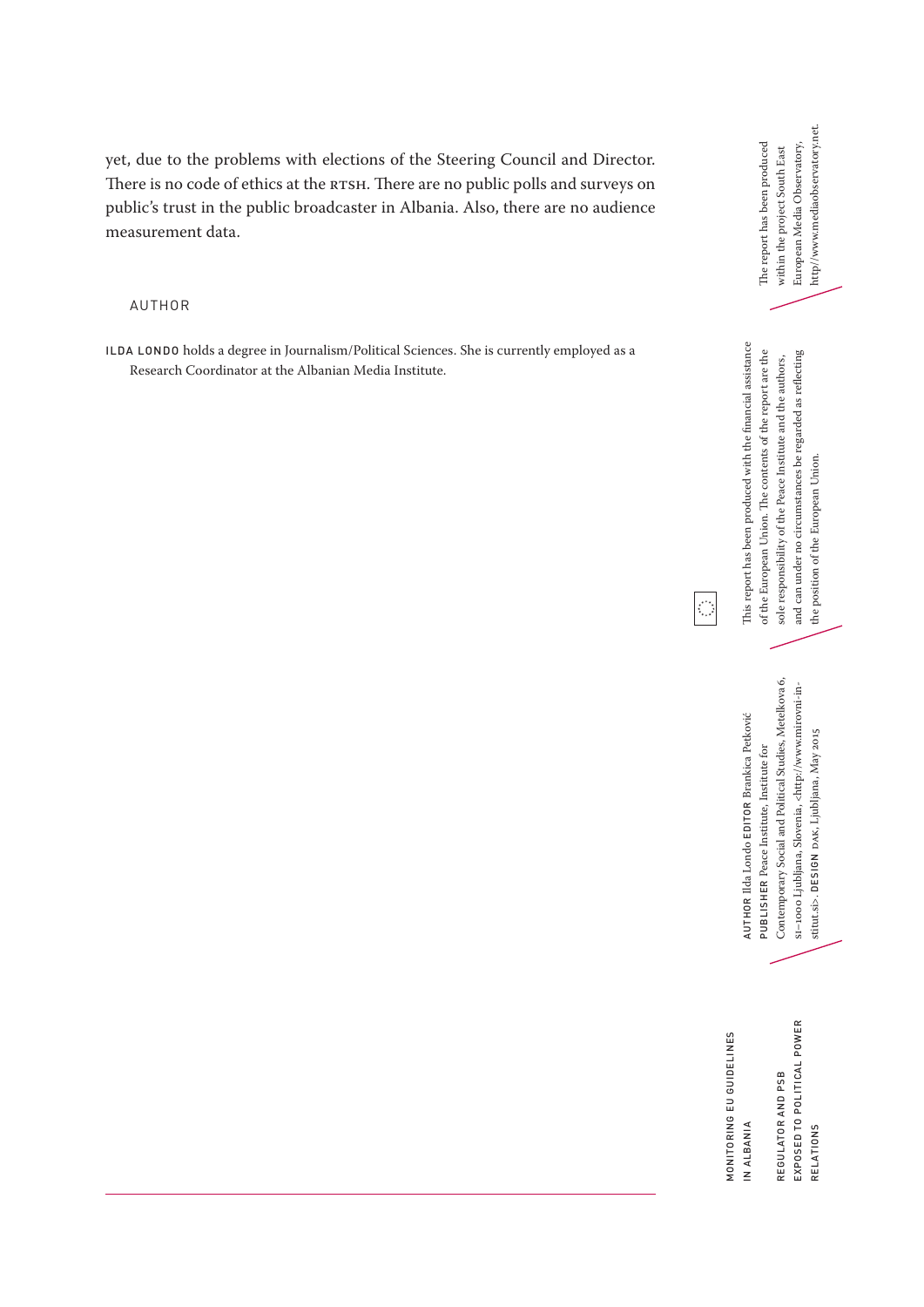yet, due to the problems with elections of the Steering Council and Director. There is no code of ethics at the RTSH. There are no public polls and surveys on public's trust in the public broadcaster in Albania. Also, there are no audience measurement data.

## AUTHOR

**ILDA LONDO** holds a degree in Journalism/Political Sciences. She is currently employed as a Research Coordinator at the Albanian Media Institute.

MONITORING EU GUIDELINES IN ALBANIA

REGULATOR AND PSB EXPOSED TO POLITICAL POWER RELATIONS

**AUTHOR** Ilda Londo **EDITOR** Brankica Petković **PUBLISHER** Peace Institute, Institute for Contemporary Social and Political Studies, Metelkova 6, SI–1000 Ljubljana, Slovenia, <http://www.mirovni-institut.si>. **DESIGN** DAK, Ljubljana, May 2015

This report has been produced with the financial assistance of the European Union. The contents of the report are the sole responsibility of the Peace Institute and the authors, and can under no circumstances be regarded as reflecting the position of the European Union.

The report has been produced within the project South East European Media Observatory, http//www.mediaobservatory.net.